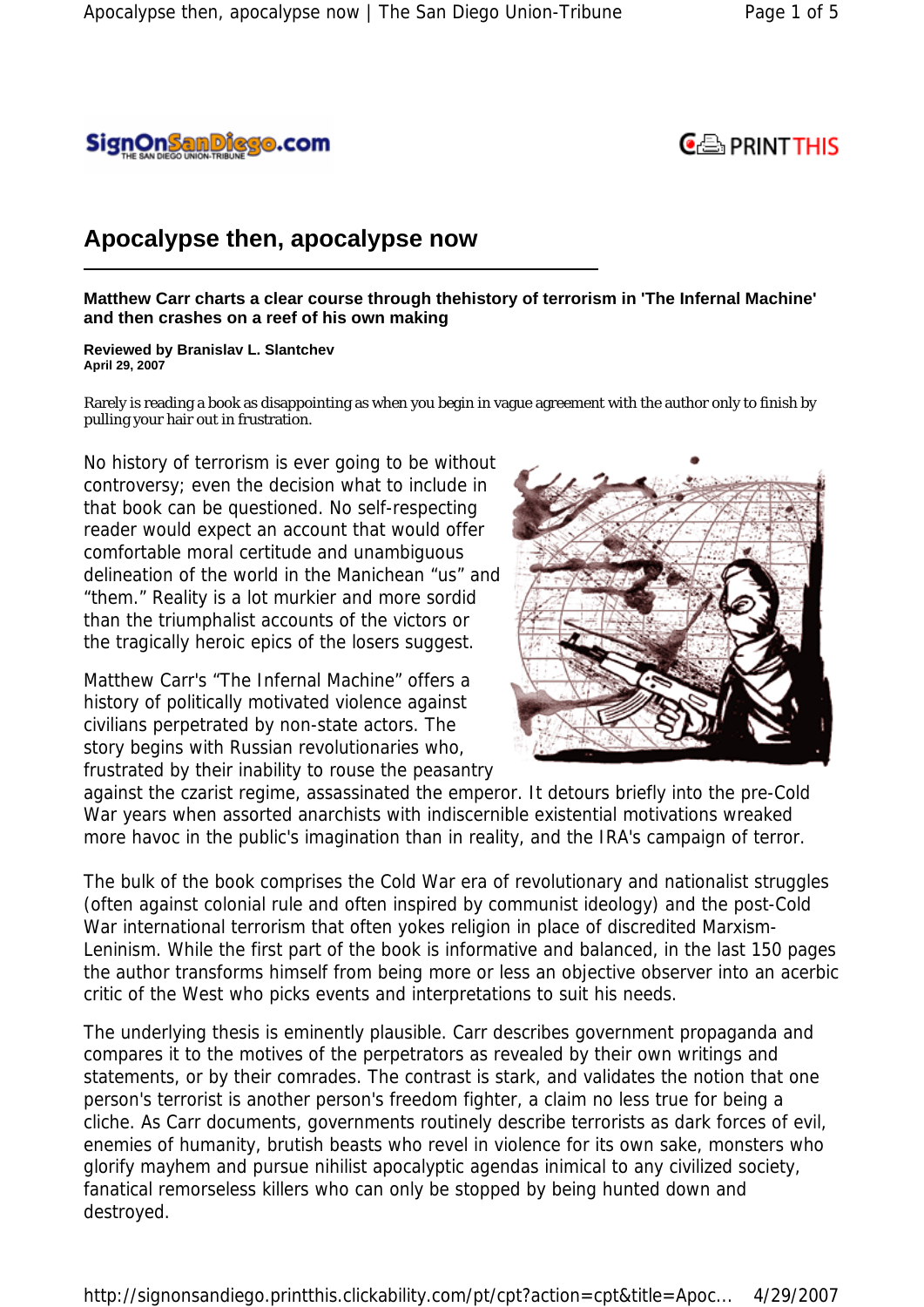# Apocalypse then, apocalypse now

**Matthew Carr charts a clear course through thehistory of terrorism in 'The Infernal Machine' and then crashes on a reef of his own making**

**Reviewed by Branislav L. Slantchev**
**April 29, 2007**

Rarely is reading a book as disappointing as when you begin in vague agreement with the author only to finish by pulling your hair out in frustration.

No history of terrorism is ever going to be without controversy; even the decision what to include in that book can be questioned. No self-respecting reader would expect an account that would offer comfortable moral certitude and unambiguous delineation of the world in the Manichean "us" and "them." Reality is a lot murkier and more sordid than the triumphalist accounts of the victors or the tragically heroic epics of the losers suggest.

Matthew Carr's "The Infernal Machine" offers a history of politically motivated violence against civilians perpetrated by non-state actors. The story begins with Russian revolutionaries who, frustrated by their inability to rouse the peasantry against the czarist regime, assassinated the emperor. It detours briefly into the pre-Cold War years when assorted anarchists with indiscernible existential motivations wreaked more havoc in the public's imagination than in reality, and the IRA's campaign of terror.

The bulk of the book comprises the Cold War era of revolutionary and nationalist struggles (often against colonial rule and often inspired by communist ideology) and the post-Cold War international terrorism that often yokes religion in place of discredited Marxism-Leninism. While the first part of the book is informative and balanced, in the last 150 pages the author transforms himself from being more or less an objective observer into an acerbic critic of the West who picks events and interpretations to suit his needs.

The underlying thesis is eminently plausible. Carr describes government propaganda and compares it to the motives of the perpetrators as revealed by their own writings and statements, or by their comrades. The contrast is stark, and validates the notion that one person's terrorist is another person's freedom fighter, a claim no less true for being a cliche. As Carr documents, governments routinely describe terrorists as dark forces of evil, enemies of humanity, brutish beasts who revel in violence for its own sake, monsters who glorify mayhem and pursue nihilist apocalyptic agendas inimical to any civilized society, fanatical remorseless killers who can only be stopped by being hunted down and destroyed.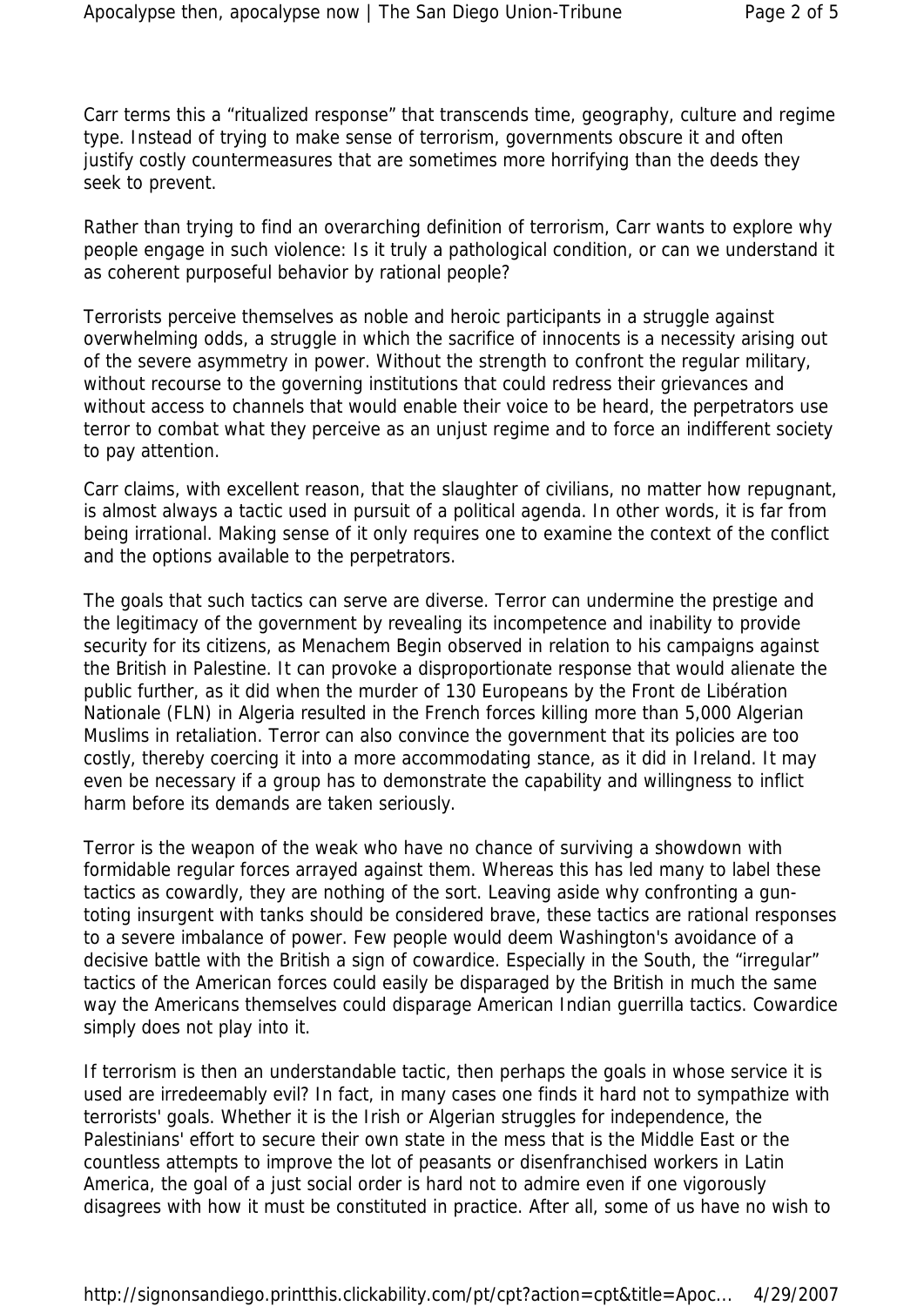Carr terms this a "ritualized response" that transcends time, geography, culture and regime type. Instead of trying to make sense of terrorism, governments obscure it and often justify costly countermeasures that are sometimes more horrifying than the deeds they seek to prevent.

Rather than trying to find an overarching definition of terrorism, Carr wants to explore why people engage in such violence: Is it truly a pathological condition, or can we understand it as coherent purposeful behavior by rational people?

Terrorists perceive themselves as noble and heroic participants in a struggle against overwhelming odds, a struggle in which the sacrifice of innocents is a necessity arising out of the severe asymmetry in power. Without the strength to confront the regular military, without recourse to the governing institutions that could redress their grievances and without access to channels that would enable their voice to be heard, the perpetrators use terror to combat what they perceive as an unjust regime and to force an indifferent society to pay attention.

Carr claims, with excellent reason, that the slaughter of civilians, no matter how repugnant, is almost always a tactic used in pursuit of a political agenda. In other words, it is far from being irrational. Making sense of it only requires one to examine the context of the conflict and the options available to the perpetrators.

The goals that such tactics can serve are diverse. Terror can undermine the prestige and the legitimacy of the government by revealing its incompetence and inability to provide security for its citizens, as Menachem Begin observed in relation to his campaigns against the British in Palestine. It can provoke a disproportionate response that would alienate the public further, as it did when the murder of 130 Europeans by the Front de Libération Nationale (FLN) in Algeria resulted in the French forces killing more than 5,000 Algerian Muslims in retaliation. Terror can also convince the government that its policies are too costly, thereby coercing it into a more accommodating stance, as it did in Ireland. It may even be necessary if a group has to demonstrate the capability and willingness to inflict harm before its demands are taken seriously.

Terror is the weapon of the weak who have no chance of surviving a showdown with formidable regular forces arrayed against them. Whereas this has led many to label these tactics as cowardly, they are nothing of the sort. Leaving aside why confronting a gun-toting insurgent with tanks should be considered brave, these tactics are rational responses to a severe imbalance of power. Few people would deem Washington's avoidance of a decisive battle with the British a sign of cowardice. Especially in the South, the "irregular" tactics of the American forces could easily be disparaged by the British in much the same way the Americans themselves could disparage American Indian guerrilla tactics. Cowardice simply does not play into it.

If terrorism is then an understandable tactic, then perhaps the goals in whose service it is used are irredeemably evil? In fact, in many cases one finds it hard not to sympathize with terrorists' goals. Whether it is the Irish or Algerian struggles for independence, the Palestinians' effort to secure their own state in the mess that is the Middle East or the countless attempts to improve the lot of peasants or disenfranchised workers in Latin America, the goal of a just social order is hard not to admire even if one vigorously disagrees with how it must be constituted in practice. After all, some of us have no wish to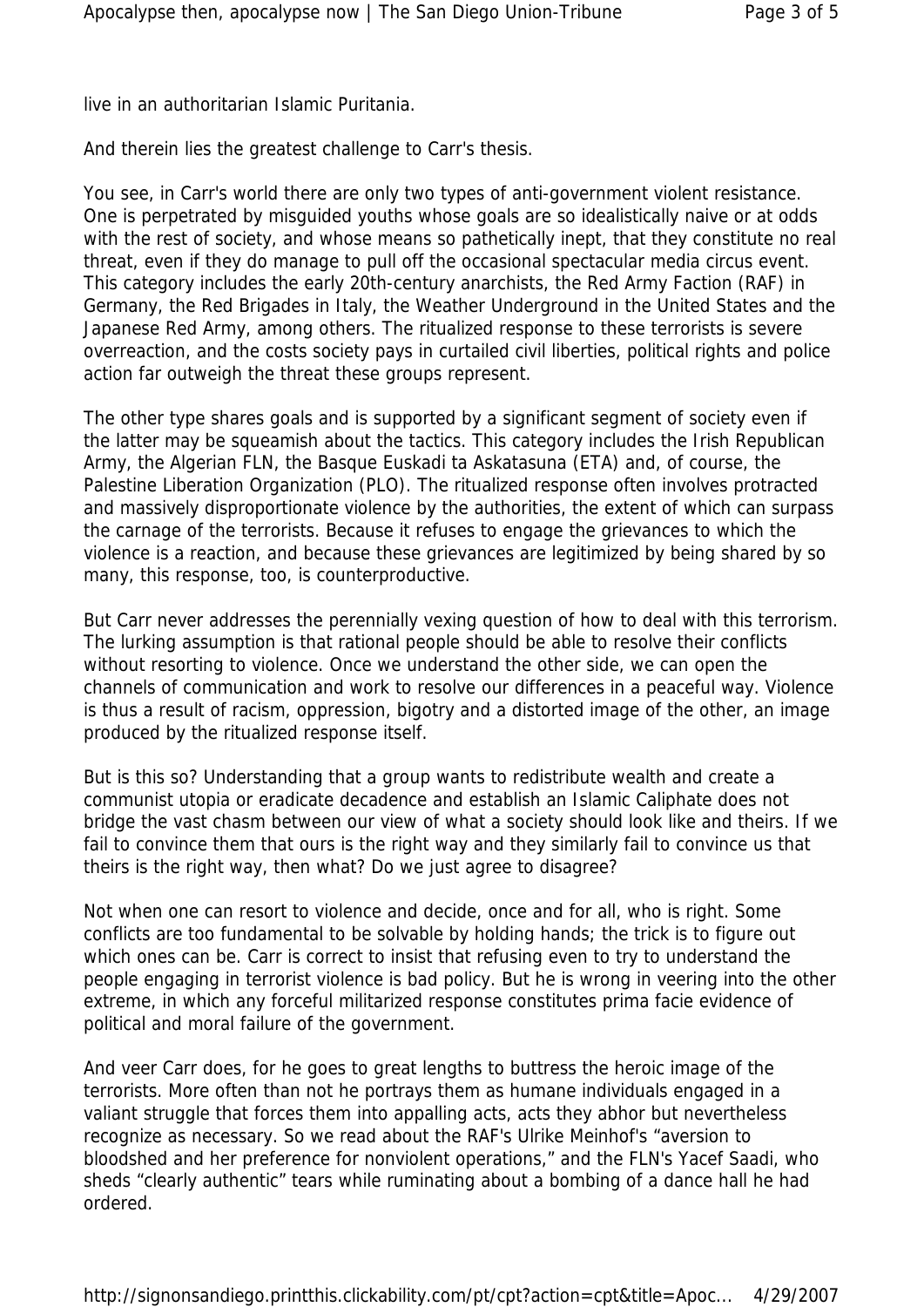live in an authoritarian Islamic Puritania.

And therein lies the greatest challenge to Carr's thesis.

You see, in Carr's world there are only two types of anti-government violent resistance. One is perpetrated by misguided youths whose goals are so idealistically naive or at odds with the rest of society, and whose means so pathetically inept, that they constitute no real threat, even if they do manage to pull off the occasional spectacular media circus event. This category includes the early 20th-century anarchists, the Red Army Faction (RAF) in Germany, the Red Brigades in Italy, the Weather Underground in the United States and the Japanese Red Army, among others. The ritualized response to these terrorists is severe overreaction, and the costs society pays in curtailed civil liberties, political rights and police action far outweigh the threat these groups represent.

The other type shares goals and is supported by a significant segment of society even if the latter may be squeamish about the tactics. This category includes the Irish Republican Army, the Algerian FLN, the Basque Euskadi ta Askatasuna (ETA) and, of course, the Palestine Liberation Organization (PLO). The ritualized response often involves protracted and massively disproportionate violence by the authorities, the extent of which can surpass the carnage of the terrorists. Because it refuses to engage the grievances to which the violence is a reaction, and because these grievances are legitimized by being shared by so many, this response, too, is counterproductive.

But Carr never addresses the perennially vexing question of how to deal with this terrorism. The lurking assumption is that rational people should be able to resolve their conflicts without resorting to violence. Once we understand the other side, we can open the channels of communication and work to resolve our differences in a peaceful way. Violence is thus a result of racism, oppression, bigotry and a distorted image of the other, an image produced by the ritualized response itself.

But is this so? Understanding that a group wants to redistribute wealth and create a communist utopia or eradicate decadence and establish an Islamic Caliphate does not bridge the vast chasm between our view of what a society should look like and theirs. If we fail to convince them that ours is the right way and they similarly fail to convince us that theirs is the right way, then what? Do we just agree to disagree?

Not when one can resort to violence and decide, once and for all, who is right. Some conflicts are too fundamental to be solvable by holding hands; the trick is to figure out which ones can be. Carr is correct to insist that refusing even to try to understand the people engaging in terrorist violence is bad policy. But he is wrong in veering into the other extreme, in which any forceful militarized response constitutes prima facie evidence of political and moral failure of the government.

And veer Carr does, for he goes to great lengths to buttress the heroic image of the terrorists. More often than not he portrays them as humane individuals engaged in a valiant struggle that forces them into appalling acts, acts they abhor but nevertheless recognize as necessary. So we read about the RAF's Ulrike Meinhof's "aversion to bloodshed and her preference for nonviolent operations," and the FLN's Yacef Saadi, who sheds "clearly authentic" tears while ruminating about a bombing of a dance hall he had ordered.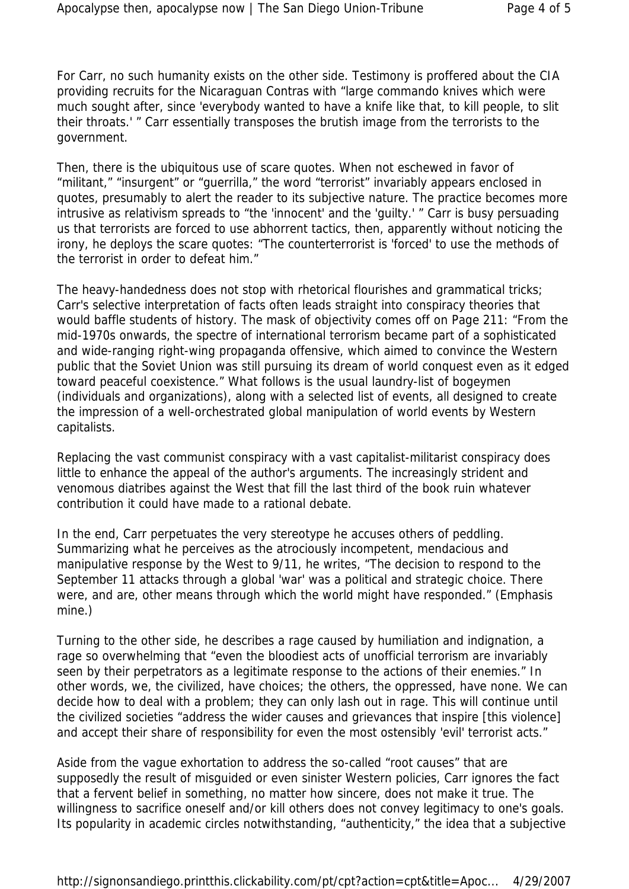For Carr, no such humanity exists on the other side. Testimony is proffered about the CIA providing recruits for the Nicaraguan Contras with "large commando knives which were much sought after, since 'everybody wanted to have a knife like that, to kill people, to slit their throats.' " Carr essentially transposes the brutish image from the terrorists to the government.

Then, there is the ubiquitous use of scare quotes. When not eschewed in favor of "militant," "insurgent" or "guerrilla," the word "terrorist" invariably appears enclosed in quotes, presumably to alert the reader to its subjective nature. The practice becomes more intrusive as relativism spreads to "the 'innocent' and the 'guilty.' " Carr is busy persuading us that terrorists are forced to use abhorrent tactics, then, apparently without noticing the irony, he deploys the scare quotes: "The counterterrorist is 'forced' to use the methods of the terrorist in order to defeat him."

The heavy-handedness does not stop with rhetorical flourishes and grammatical tricks; Carr's selective interpretation of facts often leads straight into conspiracy theories that would baffle students of history. The mask of objectivity comes off on Page 211: "From the mid-1970s onwards, the spectre of international terrorism became part of a sophisticated and wide-ranging right-wing propaganda offensive, which aimed to convince the Western public that the Soviet Union was still pursuing its dream of world conquest even as it edged toward peaceful coexistence." What follows is the usual laundry-list of bogeymen (individuals and organizations), along with a selected list of events, all designed to create the impression of a well-orchestrated global manipulation of world events by Western capitalists.

Replacing the vast communist conspiracy with a vast capitalist-militarist conspiracy does little to enhance the appeal of the author's arguments. The increasingly strident and venomous diatribes against the West that fill the last third of the book ruin whatever contribution it could have made to a rational debate.

In the end, Carr perpetuates the very stereotype he accuses others of peddling. Summarizing what he perceives as the atrociously incompetent, mendacious and manipulative response by the West to 9/11, he writes, "The decision to respond to the September 11 attacks through a global 'war' was a political and strategic choice. There were, and are, other means through which the world might have responded." (Emphasis mine.)

Turning to the other side, he describes a rage caused by humiliation and indignation, a rage so overwhelming that "even the bloodiest acts of unofficial terrorism are invariably seen by their perpetrators as a legitimate response to the actions of their enemies." In other words, we, the civilized, have choices; the others, the oppressed, have none. We can decide how to deal with a problem; they can only lash out in rage. This will continue until the civilized societies "address the wider causes and grievances that inspire [this violence] and accept their share of responsibility for even the most ostensibly 'evil' terrorist acts."

Aside from the vague exhortation to address the so-called "root causes" that are supposedly the result of misguided or even sinister Western policies, Carr ignores the fact that a fervent belief in something, no matter how sincere, does not make it true. The willingness to sacrifice oneself and/or kill others does not convey legitimacy to one's goals. Its popularity in academic circles notwithstanding, "authenticity," the idea that a subjective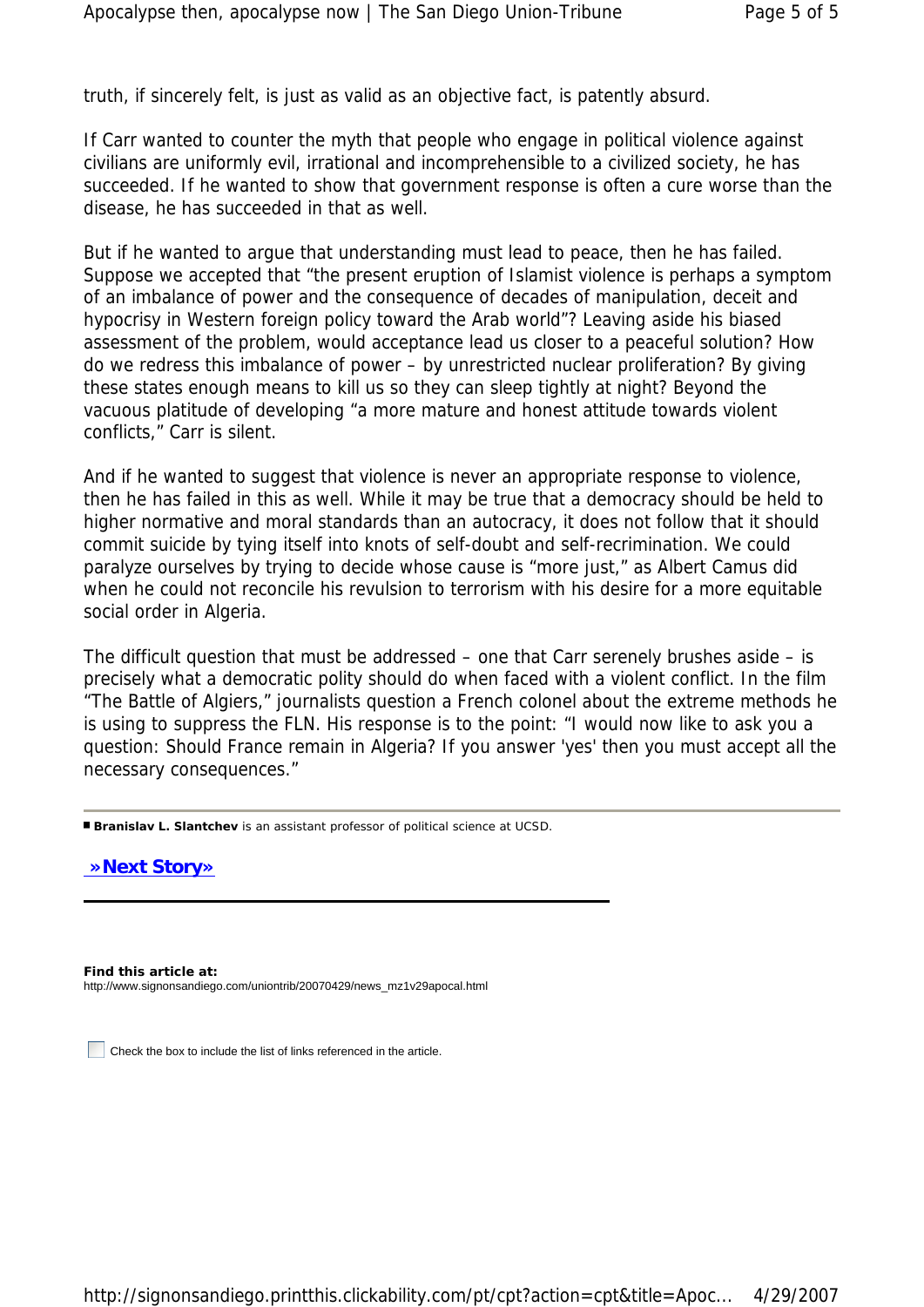truth, if sincerely felt, is just as valid as an objective fact, is patently absurd.

If Carr wanted to counter the myth that people who engage in political violence against civilians are uniformly evil, irrational and incomprehensible to a civilized society, he has succeeded. If he wanted to show that government response is often a cure worse than the disease, he has succeeded in that as well.

But if he wanted to argue that understanding must lead to peace, then he has failed. Suppose we accepted that "the present eruption of Islamist violence is perhaps a symptom of an imbalance of power and the consequence of decades of manipulation, deceit and hypocrisy in Western foreign policy toward the Arab world"? Leaving aside his biased assessment of the problem, would acceptance lead us closer to a peaceful solution? How do we redress this imbalance of power – by unrestricted nuclear proliferation? By giving these states enough means to kill us so they can sleep tightly at night? Beyond the vacuous platitude of developing "a more mature and honest attitude towards violent conflicts," Carr is silent.

And if he wanted to suggest that violence is never an appropriate response to violence, then he has failed in this as well. While it may be true that a democracy should be held to higher normative and moral standards than an autocracy, it does not follow that it should commit suicide by tying itself into knots of self-doubt and self-recrimination. We could paralyze ourselves by trying to decide whose cause is "more just," as Albert Camus did when he could not reconcile his revulsion to terrorism with his desire for a more equitable social order in Algeria.

The difficult question that must be addressed – one that Carr serenely brushes aside – is precisely what a democratic polity should do when faced with a violent conflict. In the film "The Battle of Algiers," journalists question a French colonel about the extreme methods he is using to suppress the FLN. His response is to the point: "I would now like to ask you a question: Should France remain in Algeria? If you answer 'yes' then you must accept all the necessary consequences."

---

**Branislav L. Slantchev** is an assistant professor of political science at UCSD.

**»Next Story»**

**Find this article at:**
http://www.signonsandiego.com/uniontrib/20070429/news_mz1v29apocal.html

Check the box to include the list of links referenced in the article.